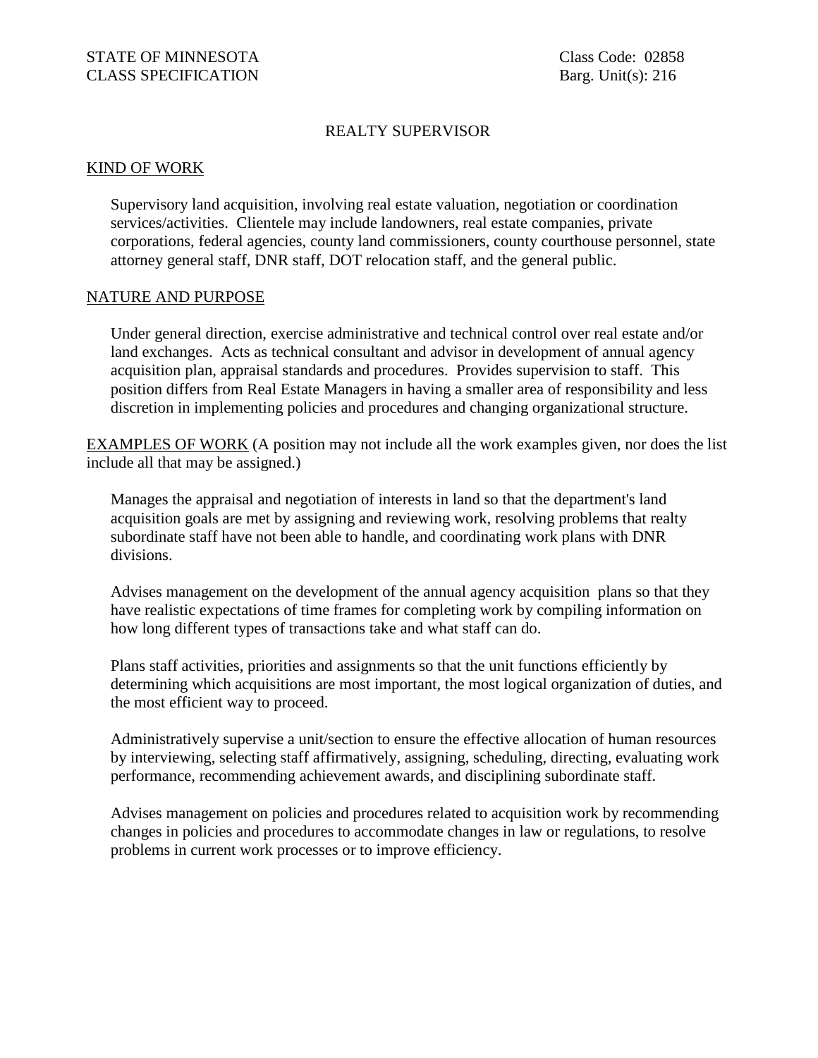STATE OF MINNESOTA
CLASS SPECIFICATION

Class Code: 02858
Barg. Unit(s): 216

# REALTY SUPERVISOR

## KIND OF WORK

Supervisory land acquisition, involving real estate valuation, negotiation or coordination services/activities. Clientele may include landowners, real estate companies, private corporations, federal agencies, county land commissioners, county courthouse personnel, state attorney general staff, DNR staff, DOT relocation staff, and the general public.

## NATURE AND PURPOSE

Under general direction, exercise administrative and technical control over real estate and/or land exchanges. Acts as technical consultant and advisor in development of annual agency acquisition plan, appraisal standards and procedures. Provides supervision to staff. This position differs from Real Estate Managers in having a smaller area of responsibility and less discretion in implementing policies and procedures and changing organizational structure.

## EXAMPLES OF WORK

(A position may not include all the work examples given, nor does the list include all that may be assigned.)

Manages the appraisal and negotiation of interests in land so that the department's land acquisition goals are met by assigning and reviewing work, resolving problems that realty subordinate staff have not been able to handle, and coordinating work plans with DNR divisions.

Advises management on the development of the annual agency acquisition plans so that they have realistic expectations of time frames for completing work by compiling information on how long different types of transactions take and what staff can do.

Plans staff activities, priorities and assignments so that the unit functions efficiently by determining which acquisitions are most important, the most logical organization of duties, and the most efficient way to proceed.

Administratively supervise a unit/section to ensure the effective allocation of human resources by interviewing, selecting staff affirmatively, assigning, scheduling, directing, evaluating work performance, recommending achievement awards, and disciplining subordinate staff.

Advises management on policies and procedures related to acquisition work by recommending changes in policies and procedures to accommodate changes in law or regulations, to resolve problems in current work processes or to improve efficiency.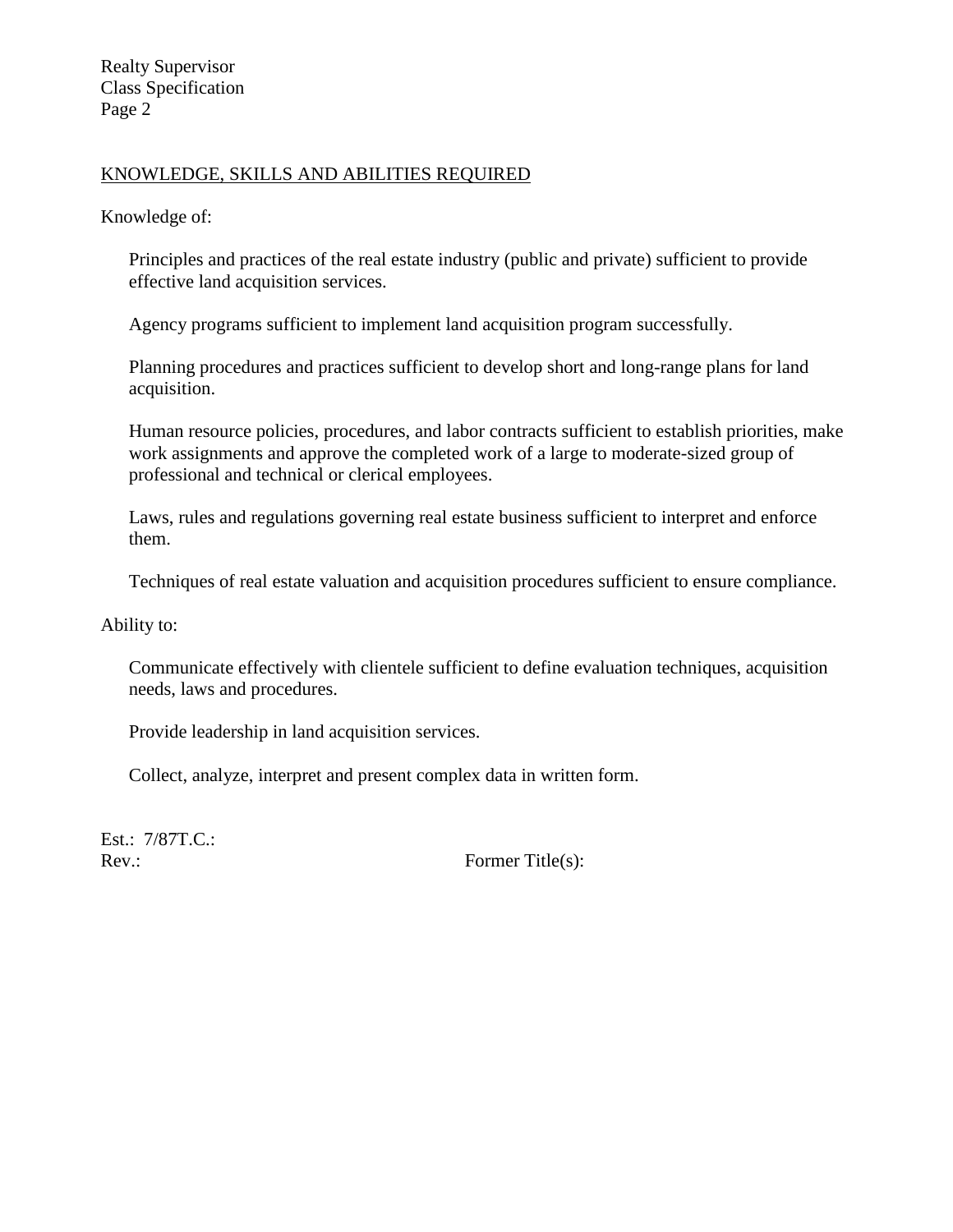## KNOWLEDGE, SKILLS AND ABILITIES REQUIRED

Knowledge of:

Principles and practices of the real estate industry (public and private) sufficient to provide effective land acquisition services.

Agency programs sufficient to implement land acquisition program successfully.

Planning procedures and practices sufficient to develop short and long-range plans for land acquisition.

Human resource policies, procedures, and labor contracts sufficient to establish priorities, make work assignments and approve the completed work of a large to moderate-sized group of professional and technical or clerical employees.

Laws, rules and regulations governing real estate business sufficient to interpret and enforce them.

Techniques of real estate valuation and acquisition procedures sufficient to ensure compliance.

Ability to:

Communicate effectively with clientele sufficient to define evaluation techniques, acquisition needs, laws and procedures.

Provide leadership in land acquisition services.

Collect, analyze, interpret and present complex data in written form.

Est.: 7/87T.C.:
Rev.: Former Title(s):